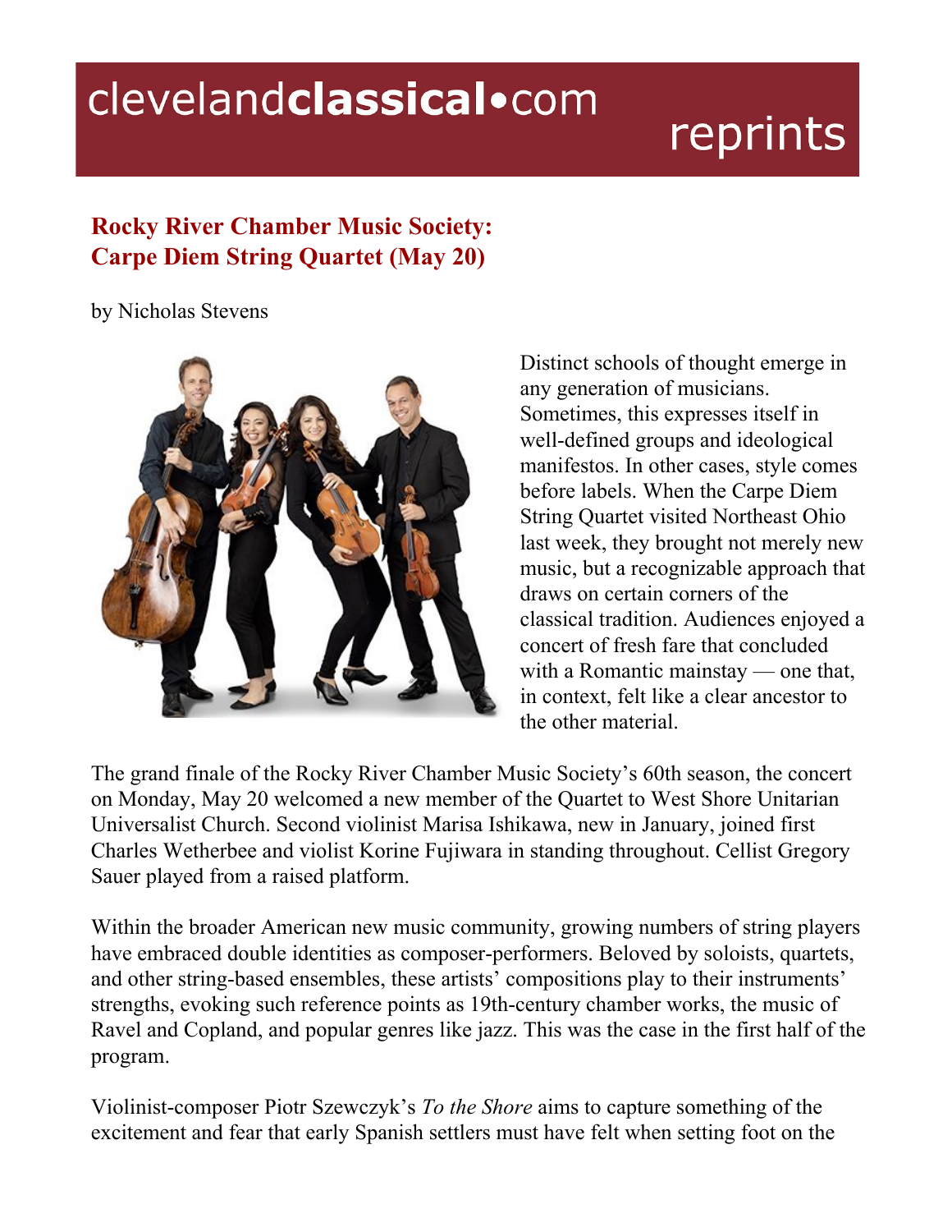# Rocky River Chamber Music Society: Carpe Diem String Quartet (May 20)

by Nicholas Stevens

Distinct schools of thought emerge in any generation of musicians. Sometimes, this expresses itself in well-defined groups and ideological manifestos. In other cases, style comes before labels. When the Carpe Diem String Quartet visited Northeast Ohio last week, they brought not merely new music, but a recognizable approach that draws on certain corners of the classical tradition. Audiences enjoyed a concert of fresh fare that concluded with a Romantic mainstay — one that, in context, felt like a clear ancestor to the other material.

The grand finale of the Rocky River Chamber Music Society's 60th season, the concert on Monday, May 20 welcomed a new member of the Quartet to West Shore Unitarian Universalist Church. Second violinist Marisa Ishikawa, new in January, joined first Charles Wetherbee and violist Korine Fujiwara in standing throughout. Cellist Gregory Sauer played from a raised platform.

Within the broader American new music community, growing numbers of string players have embraced double identities as composer-performers. Beloved by soloists, quartets, and other string-based ensembles, these artists' compositions play to their instruments' strengths, evoking such reference points as 19th-century chamber works, the music of Ravel and Copland, and popular genres like jazz. This was the case in the first half of the program.

Violinist-composer Piotr Szewczyk's *To the Shore* aims to capture something of the excitement and fear that early Spanish settlers must have felt when setting foot on the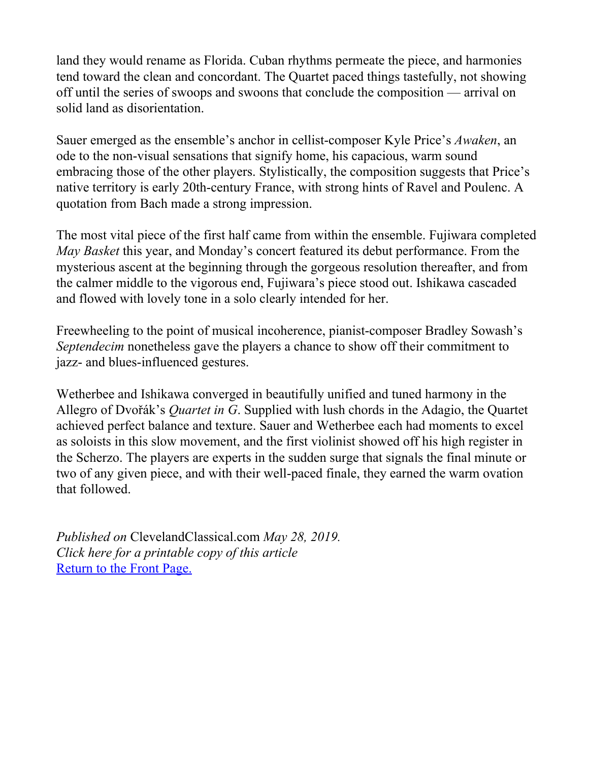land they would rename as Florida. Cuban rhythms permeate the piece, and harmonies tend toward the clean and concordant. The Quartet paced things tastefully, not showing off until the series of swoops and swoons that conclude the composition — arrival on solid land as disorientation.

Sauer emerged as the ensemble's anchor in cellist-composer Kyle Price's *Awaken*, an ode to the non-visual sensations that signify home, his capacious, warm sound embracing those of the other players. Stylistically, the composition suggests that Price's native territory is early 20th-century France, with strong hints of Ravel and Poulenc. A quotation from Bach made a strong impression.

The most vital piece of the first half came from within the ensemble. Fujiwara completed *May Basket* this year, and Monday's concert featured its debut performance. From the mysterious ascent at the beginning through the gorgeous resolution thereafter, and from the calmer middle to the vigorous end, Fujiwara's piece stood out. Ishikawa cascaded and flowed with lovely tone in a solo clearly intended for her.

Freewheeling to the point of musical incoherence, pianist-composer Bradley Sowash's *Septendecim* nonetheless gave the players a chance to show off their commitment to jazz- and blues-influenced gestures.

Wetherbee and Ishikawa converged in beautifully unified and tuned harmony in the Allegro of Dvořák's *Quartet in G*. Supplied with lush chords in the Adagio, the Quartet achieved perfect balance and texture. Sauer and Wetherbee each had moments to excel as soloists in this slow movement, and the first violinist showed off his high register in the Scherzo. The players are experts in the sudden surge that signals the final minute or two of any given piece, and with their well-paced finale, they earned the warm ovation that followed.

*Published on* ClevelandClassical.com *May 28, 2019.*
*Click here for a printable copy of this article*
[Return to the Front Page.]()